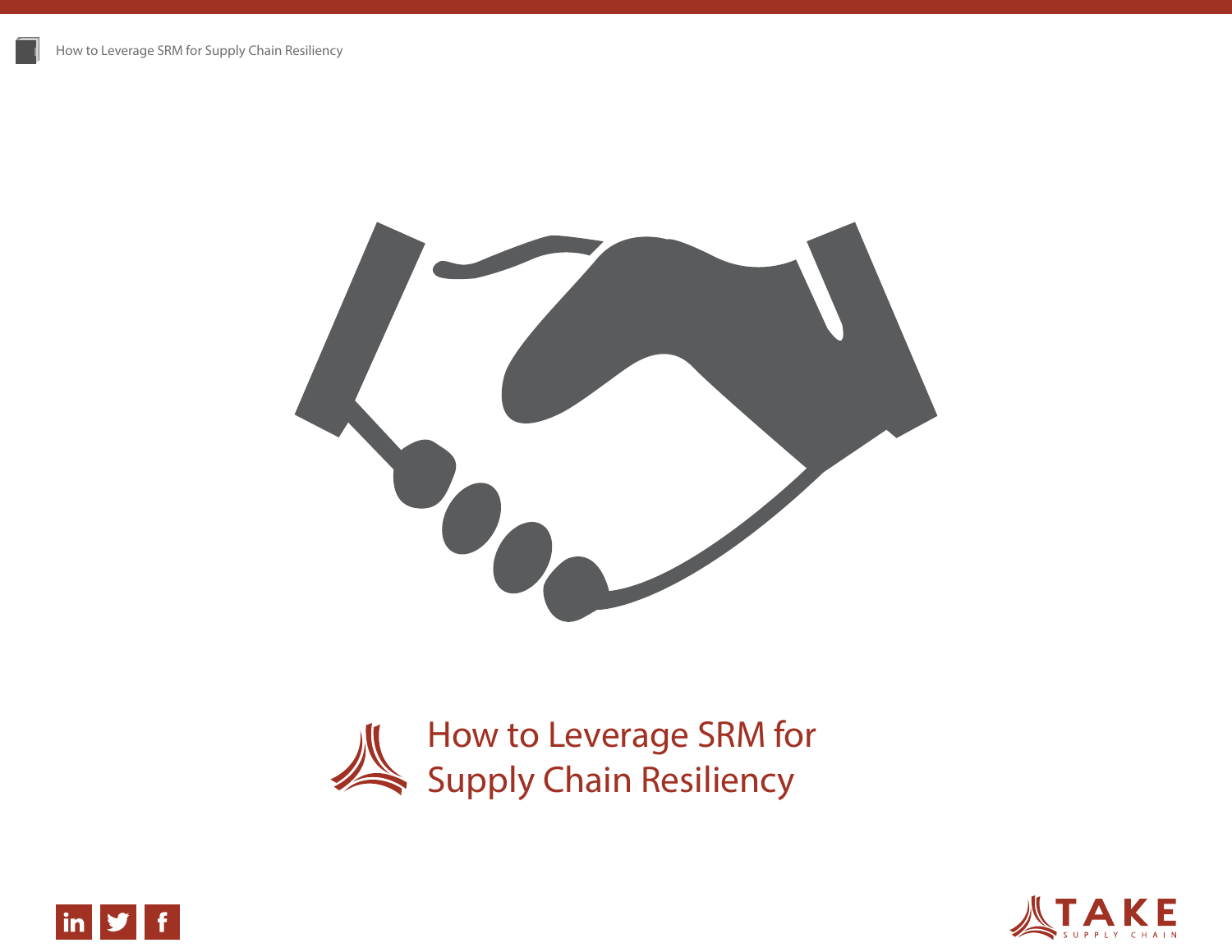# How to Leverage SRM for Supply Chain Resiliency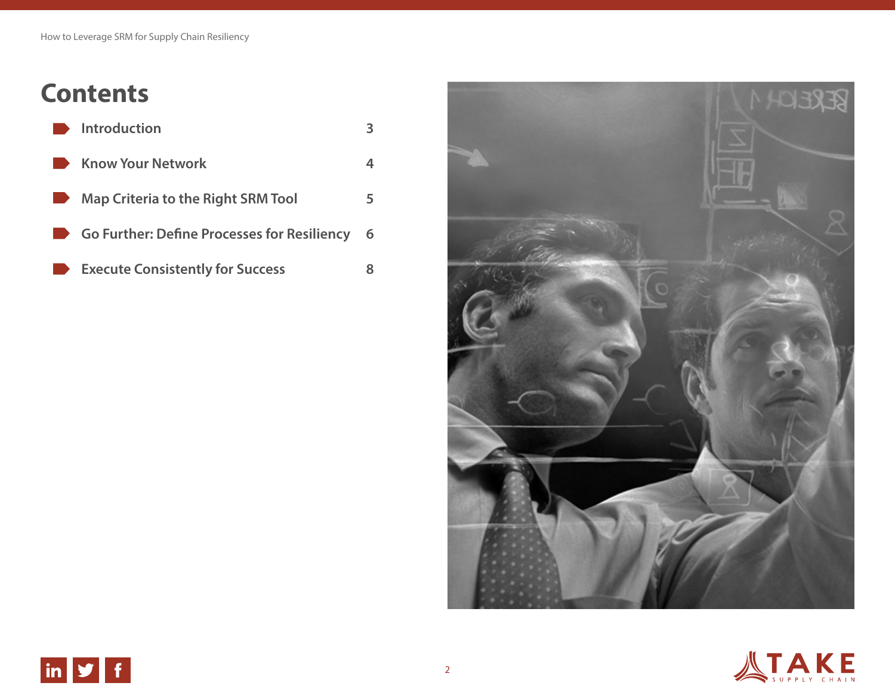# Contents

| | |
|---|---|
| Introduction | 3 |
| Know Your Network | 4 |
| Map Criteria to the Right SRM Tool | 5 |
| Go Further: Define Processes for Resiliency | 6 |
| Execute Consistently for Success | 8 |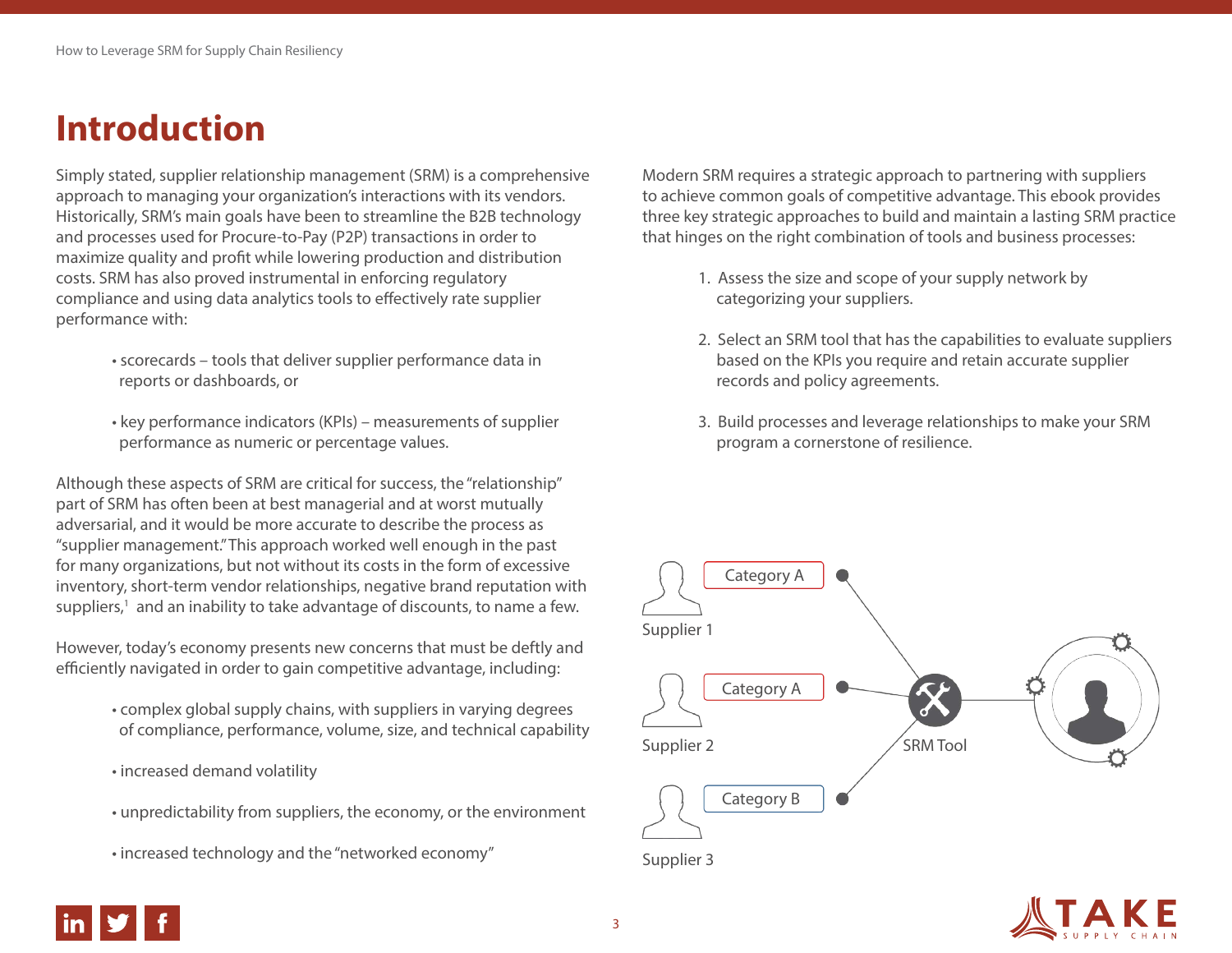# Introduction

Simply stated, supplier relationship management (SRM) is a comprehensive approach to managing your organization's interactions with its vendors. Historically, SRM's main goals have been to streamline the B2B technology and processes used for Procure-to-Pay (P2P) transactions in order to maximize quality and profit while lowering production and distribution costs. SRM has also proved instrumental in enforcing regulatory compliance and using data analytics tools to effectively rate supplier performance with:

- scorecards – tools that deliver supplier performance data in reports or dashboards, or
- key performance indicators (KPIs) – measurements of supplier performance as numeric or percentage values.

Although these aspects of SRM are critical for success, the "relationship" part of SRM has often been at best managerial and at worst mutually adversarial, and it would be more accurate to describe the process as "supplier management." This approach worked well enough in the past for many organizations, but not without its costs in the form of excessive inventory, short-term vendor relationships, negative brand reputation with suppliers,[1] and an inability to take advantage of discounts, to name a few.

However, today's economy presents new concerns that must be deftly and efficiently navigated in order to gain competitive advantage, including:

- complex global supply chains, with suppliers in varying degrees of compliance, performance, volume, size, and technical capability
- increased demand volatility
- unpredictability from suppliers, the economy, or the environment
- increased technology and the "networked economy"

Modern SRM requires a strategic approach to partnering with suppliers to achieve common goals of competitive advantage. This ebook provides three key strategic approaches to build and maintain a lasting SRM practice that hinges on the right combination of tools and business processes:

1. Assess the size and scope of your supply network by categorizing your suppliers.
2. Select an SRM tool that has the capabilities to evaluate suppliers based on the KPIs you require and retain accurate supplier records and policy agreements.
3. Build processes and leverage relationships to make your SRM program a cornerstone of resilience.

Supplier 1 – Category A
Supplier 2 – Category A
Supplier 3 – Category B
SRM Tool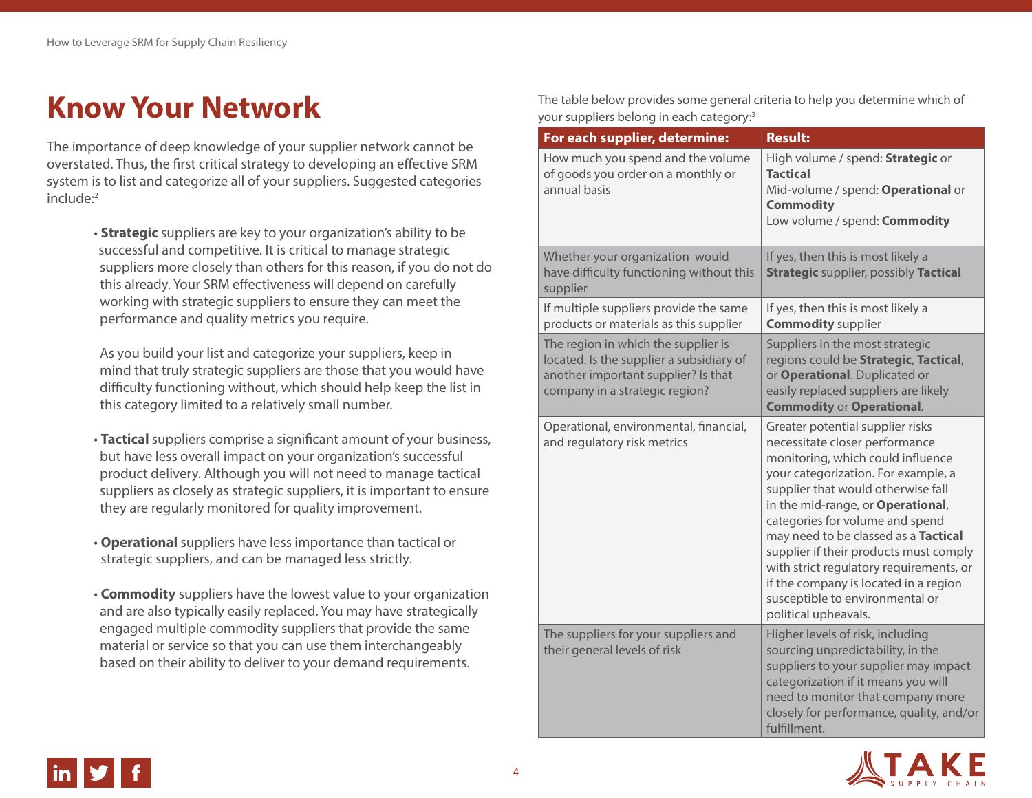# Know Your Network

The importance of deep knowledge of your supplier network cannot be overstated. Thus, the first critical strategy to developing an effective SRM system is to list and categorize all of your suppliers. Suggested categories include:[2]

- **Strategic** suppliers are key to your organization's ability to be successful and competitive. It is critical to manage strategic suppliers more closely than others for this reason, if you do not do this already. Your SRM effectiveness will depend on carefully working with strategic suppliers to ensure they can meet the performance and quality metrics you require.

  As you build your list and categorize your suppliers, keep in mind that truly strategic suppliers are those that you would have difficulty functioning without, which should help keep the list in this category limited to a relatively small number.

- **Tactical** suppliers comprise a significant amount of your business, but have less overall impact on your organization's successful product delivery. Although you will not need to manage tactical suppliers as closely as strategic suppliers, it is important to ensure they are regularly monitored for quality improvement.

- **Operational** suppliers have less importance than tactical or strategic suppliers, and can be managed less strictly.

- **Commodity** suppliers have the lowest value to your organization and are also typically easily replaced. You may have strategically engaged multiple commodity suppliers that provide the same material or service so that you can use them interchangeably based on their ability to deliver to your demand requirements.

The table below provides some general criteria to help you determine which of your suppliers belong in each category:[3]

| For each supplier, determine: | Result: |
|---|---|
| How much you spend and the volume of goods you order on a monthly or annual basis | High volume / spend: **Strategic** or **Tactical**<br>Mid-volume / spend: **Operational** or **Commodity**<br>Low volume / spend: **Commodity** |
| Whether your organization would have difficulty functioning without this supplier | If yes, then this is most likely a **Strategic** supplier, possibly **Tactical** |
| If multiple suppliers provide the same products or materials as this supplier | If yes, then this is most likely a **Commodity** supplier |
| The region in which the supplier is located. Is the supplier a subsidiary of another important supplier? Is that company in a strategic region? | Suppliers in the most strategic regions could be **Strategic**, **Tactical**, or **Operational**. Duplicated or easily replaced suppliers are likely **Commodity** or **Operational**. |
| Operational, environmental, financial, and regulatory risk metrics | Greater potential supplier risks necessitate closer performance monitoring, which could influence your categorization. For example, a supplier that would otherwise fall in the mid-range, or **Operational**, categories for volume and spend may need to be classed as a **Tactical** supplier if their products must comply with strict regulatory requirements, or if the company is located in a region susceptible to environmental or political upheavals. |
| The suppliers for your suppliers and their general levels of risk | Higher levels of risk, including sourcing unpredictability, in the suppliers to your supplier may impact categorization if it means you will need to monitor that company more closely for performance, quality, and/or fulfillment. |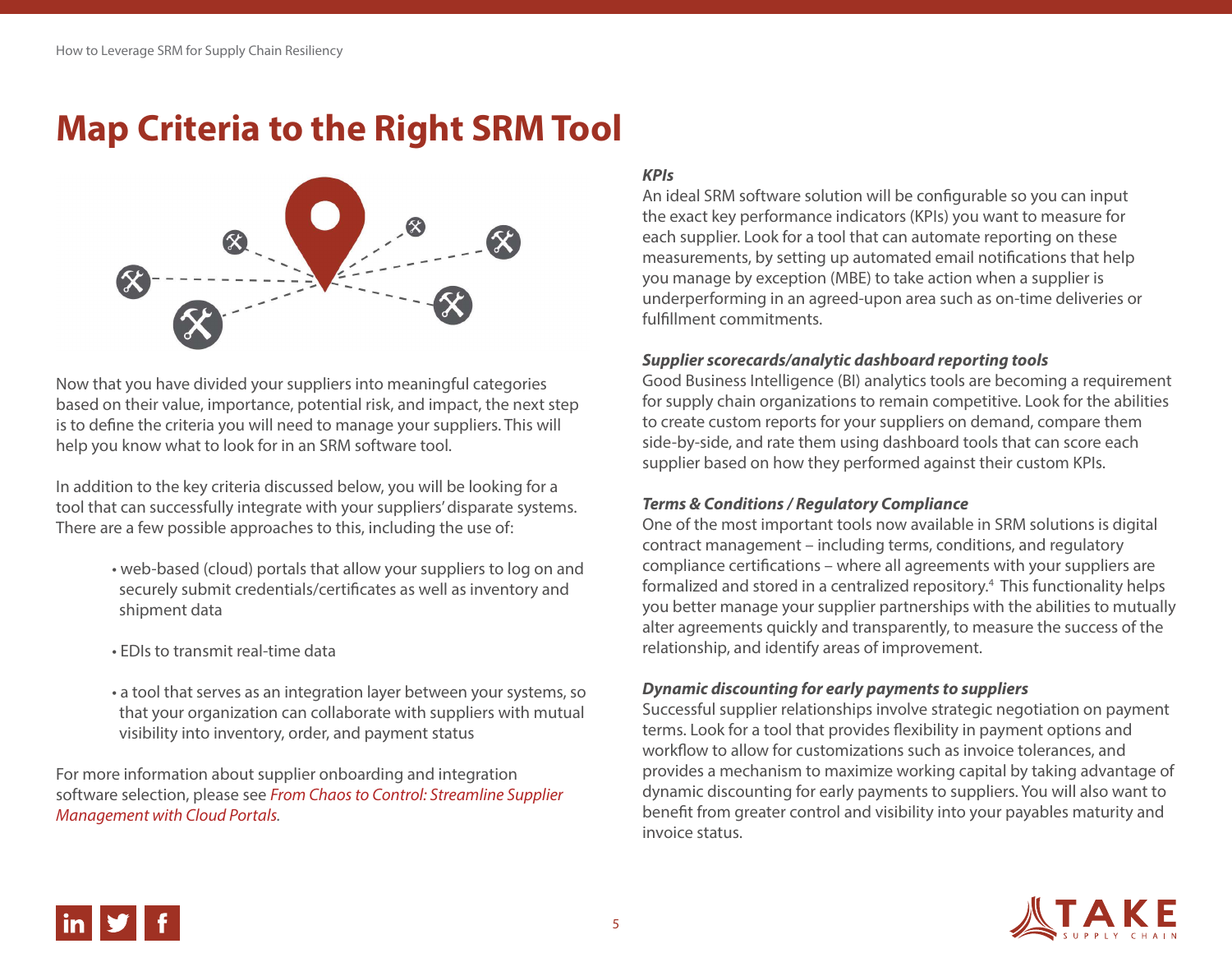# Map Criteria to the Right SRM Tool

Now that you have divided your suppliers into meaningful categories based on their value, importance, potential risk, and impact, the next step is to define the criteria you will need to manage your suppliers. This will help you know what to look for in an SRM software tool.

In addition to the key criteria discussed below, you will be looking for a tool that can successfully integrate with your suppliers' disparate systems. There are a few possible approaches to this, including the use of:

- web-based (cloud) portals that allow your suppliers to log on and securely submit credentials/certificates as well as inventory and shipment data
- EDIs to transmit real-time data
- a tool that serves as an integration layer between your systems, so that your organization can collaborate with suppliers with mutual visibility into inventory, order, and payment status

For more information about supplier onboarding and integration software selection, please see *From Chaos to Control: Streamline Supplier Management with Cloud Portals*.

***KPIs***

An ideal SRM software solution will be configurable so you can input the exact key performance indicators (KPIs) you want to measure for each supplier. Look for a tool that can automate reporting on these measurements, by setting up automated email notifications that help you manage by exception (MBE) to take action when a supplier is underperforming in an agreed-upon area such as on-time deliveries or fulfillment commitments.

***Supplier scorecards/analytic dashboard reporting tools***

Good Business Intelligence (BI) analytics tools are becoming a requirement for supply chain organizations to remain competitive. Look for the abilities to create custom reports for your suppliers on demand, compare them side-by-side, and rate them using dashboard tools that can score each supplier based on how they performed against their custom KPIs.

***Terms & Conditions / Regulatory Compliance***

One of the most important tools now available in SRM solutions is digital contract management – including terms, conditions, and regulatory compliance certifications – where all agreements with your suppliers are formalized and stored in a centralized repository.[4] This functionality helps you better manage your supplier partnerships with the abilities to mutually alter agreements quickly and transparently, to measure the success of the relationship, and identify areas of improvement.

***Dynamic discounting for early payments to suppliers***

Successful supplier relationships involve strategic negotiation on payment terms. Look for a tool that provides flexibility in payment options and workflow to allow for customizations such as invoice tolerances, and provides a mechanism to maximize working capital by taking advantage of dynamic discounting for early payments to suppliers. You will also want to benefit from greater control and visibility into your payables maturity and invoice status.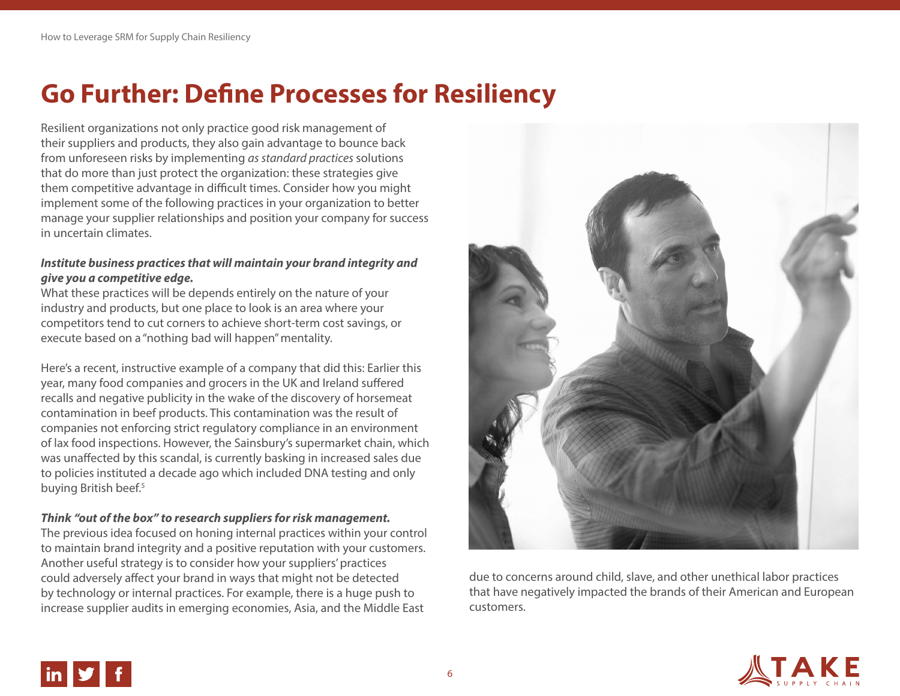# Go Further: Define Processes for Resiliency

Resilient organizations not only practice good risk management of their suppliers and products, they also gain advantage to bounce back from unforeseen risks by implementing *as standard practices* solutions that do more than just protect the organization: these strategies give them competitive advantage in difficult times. Consider how you might implement some of the following practices in your organization to better manage your supplier relationships and position your company for success in uncertain climates.

***Institute business practices that will maintain your brand integrity and give you a competitive edge.***

What these practices will be depends entirely on the nature of your industry and products, but one place to look is an area where your competitors tend to cut corners to achieve short-term cost savings, or execute based on a "nothing bad will happen" mentality.

Here's a recent, instructive example of a company that did this: Earlier this year, many food companies and grocers in the UK and Ireland suffered recalls and negative publicity in the wake of the discovery of horsemeat contamination in beef products. This contamination was the result of companies not enforcing strict regulatory compliance in an environment of lax food inspections. However, the Sainsbury's supermarket chain, which was unaffected by this scandal, is currently basking in increased sales due to policies instituted a decade ago which included DNA testing and only buying British beef.[5]

***Think "out of the box" to research suppliers for risk management.***

The previous idea focused on honing internal practices within your control to maintain brand integrity and a positive reputation with your customers. Another useful strategy is to consider how your suppliers' practices could adversely affect your brand in ways that might not be detected by technology or internal practices. For example, there is a huge push to increase supplier audits in emerging economies, Asia, and the Middle East due to concerns around child, slave, and other unethical labor practices that have negatively impacted the brands of their American and European customers.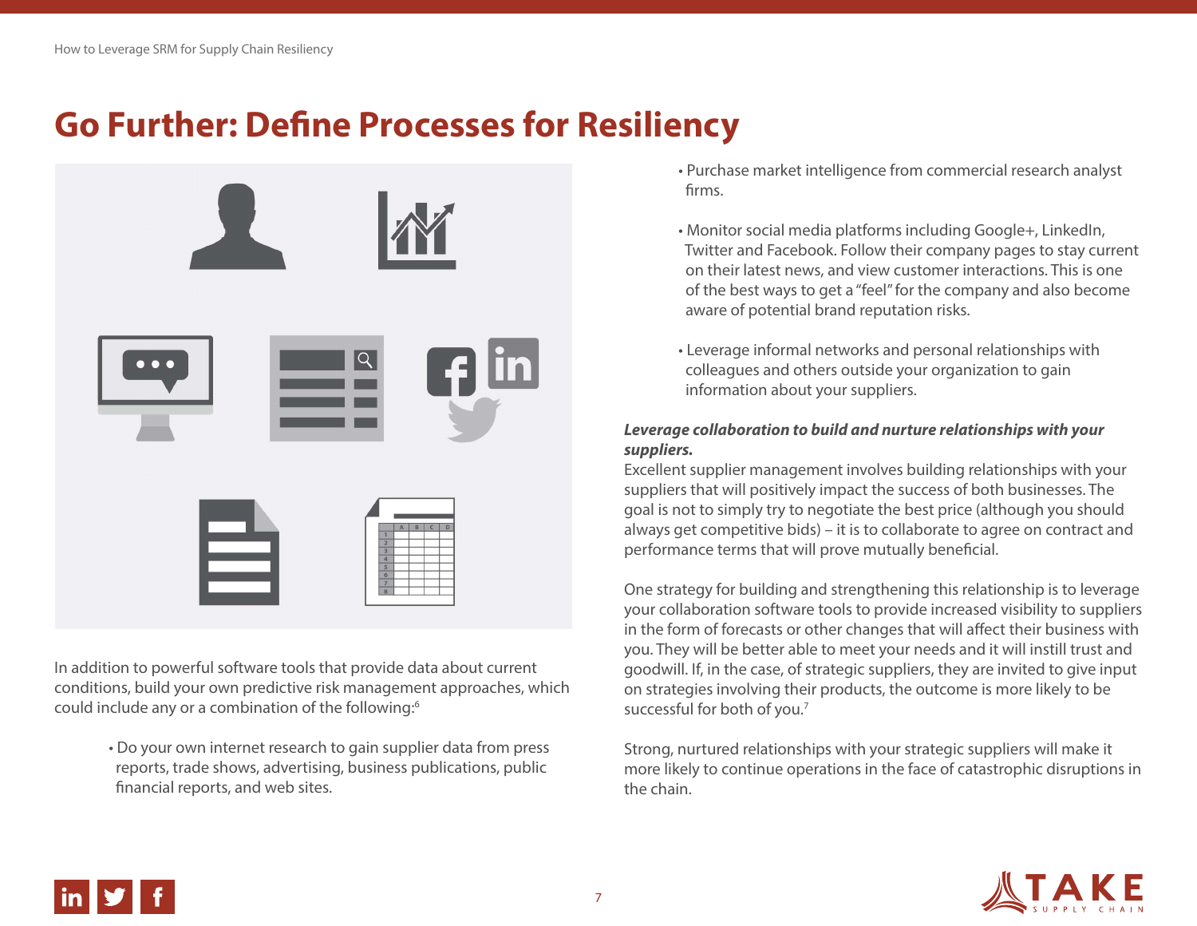# Go Further: Define Processes for Resiliency

In addition to powerful software tools that provide data about current conditions, build your own predictive risk management approaches, which could include any or a combination of the following:[6]

- Do your own internet research to gain supplier data from press reports, trade shows, advertising, business publications, public financial reports, and web sites.
- Purchase market intelligence from commercial research analyst firms.
- Monitor social media platforms including Google+, LinkedIn, Twitter and Facebook. Follow their company pages to stay current on their latest news, and view customer interactions. This is one of the best ways to get a "feel" for the company and also become aware of potential brand reputation risks.
- Leverage informal networks and personal relationships with colleagues and others outside your organization to gain information about your suppliers.

***Leverage collaboration to build and nurture relationships with your suppliers.***

Excellent supplier management involves building relationships with your suppliers that will positively impact the success of both businesses. The goal is not to simply try to negotiate the best price (although you should always get competitive bids) – it is to collaborate to agree on contract and performance terms that will prove mutually beneficial.

One strategy for building and strengthening this relationship is to leverage your collaboration software tools to provide increased visibility to suppliers in the form of forecasts or other changes that will affect their business with you. They will be better able to meet your needs and it will instill trust and goodwill. If, in the case, of strategic suppliers, they are invited to give input on strategies involving their products, the outcome is more likely to be successful for both of you.[7]

Strong, nurtured relationships with your strategic suppliers will make it more likely to continue operations in the face of catastrophic disruptions in the chain.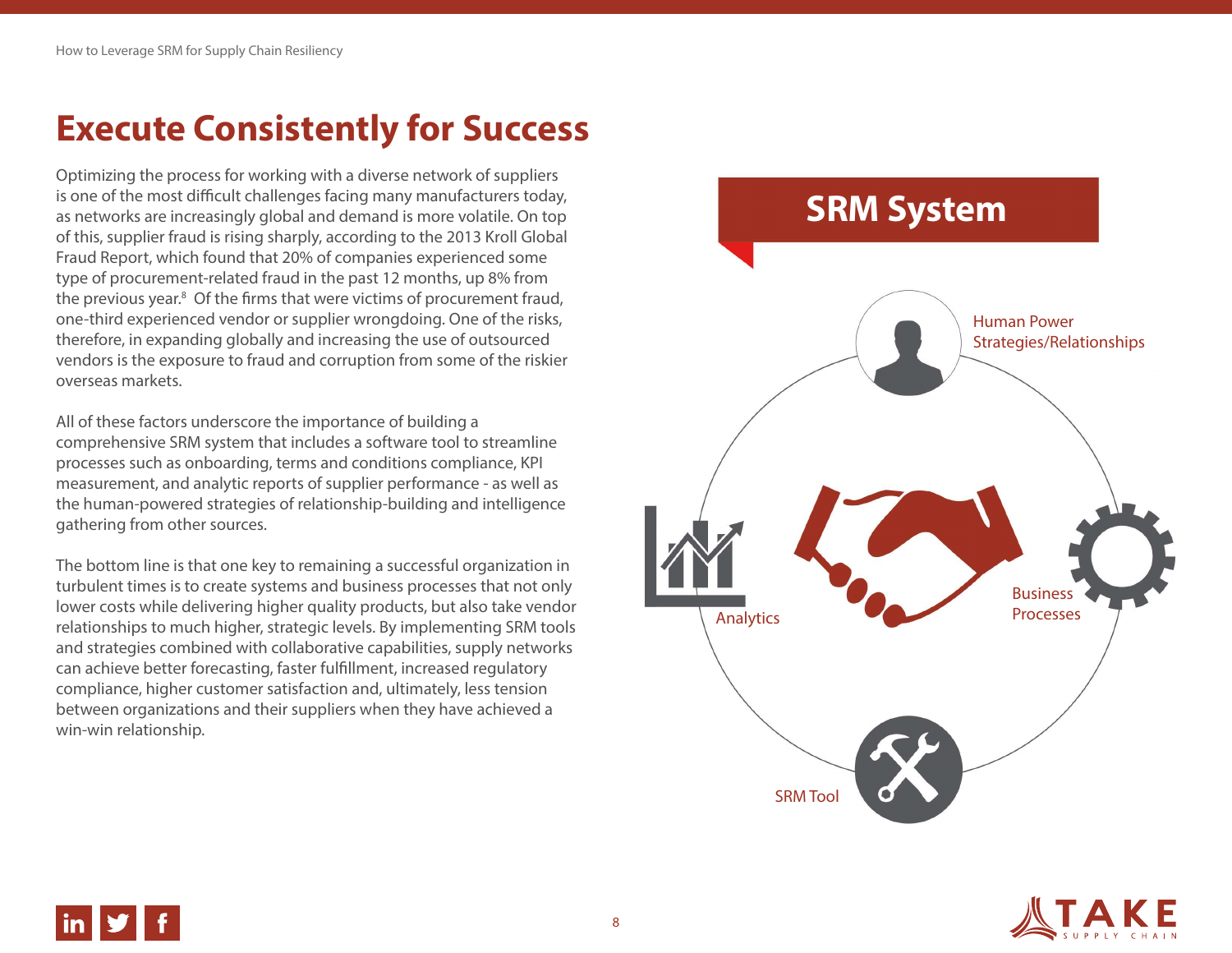# Execute Consistently for Success

Optimizing the process for working with a diverse network of suppliers is one of the most difficult challenges facing many manufacturers today, as networks are increasingly global and demand is more volatile. On top of this, supplier fraud is rising sharply, according to the 2013 Kroll Global Fraud Report, which found that 20% of companies experienced some type of procurement-related fraud in the past 12 months, up 8% from the previous year.[8] Of the firms that were victims of procurement fraud, one-third experienced vendor or supplier wrongdoing. One of the risks, therefore, in expanding globally and increasing the use of outsourced vendors is the exposure to fraud and corruption from some of the riskier overseas markets.

All of these factors underscore the importance of building a comprehensive SRM system that includes a software tool to streamline processes such as onboarding, terms and conditions compliance, KPI measurement, and analytic reports of supplier performance - as well as the human-powered strategies of relationship-building and intelligence gathering from other sources.

The bottom line is that one key to remaining a successful organization in turbulent times is to create systems and business processes that not only lower costs while delivering higher quality products, but also take vendor relationships to much higher, strategic levels. By implementing SRM tools and strategies combined with collaborative capabilities, supply networks can achieve better forecasting, faster fulfillment, increased regulatory compliance, higher customer satisfaction and, ultimately, less tension between organizations and their suppliers when they have achieved a win-win relationship.

## SRM System

Human Power Strategies/Relationships

Business Processes

SRM Tool

Analytics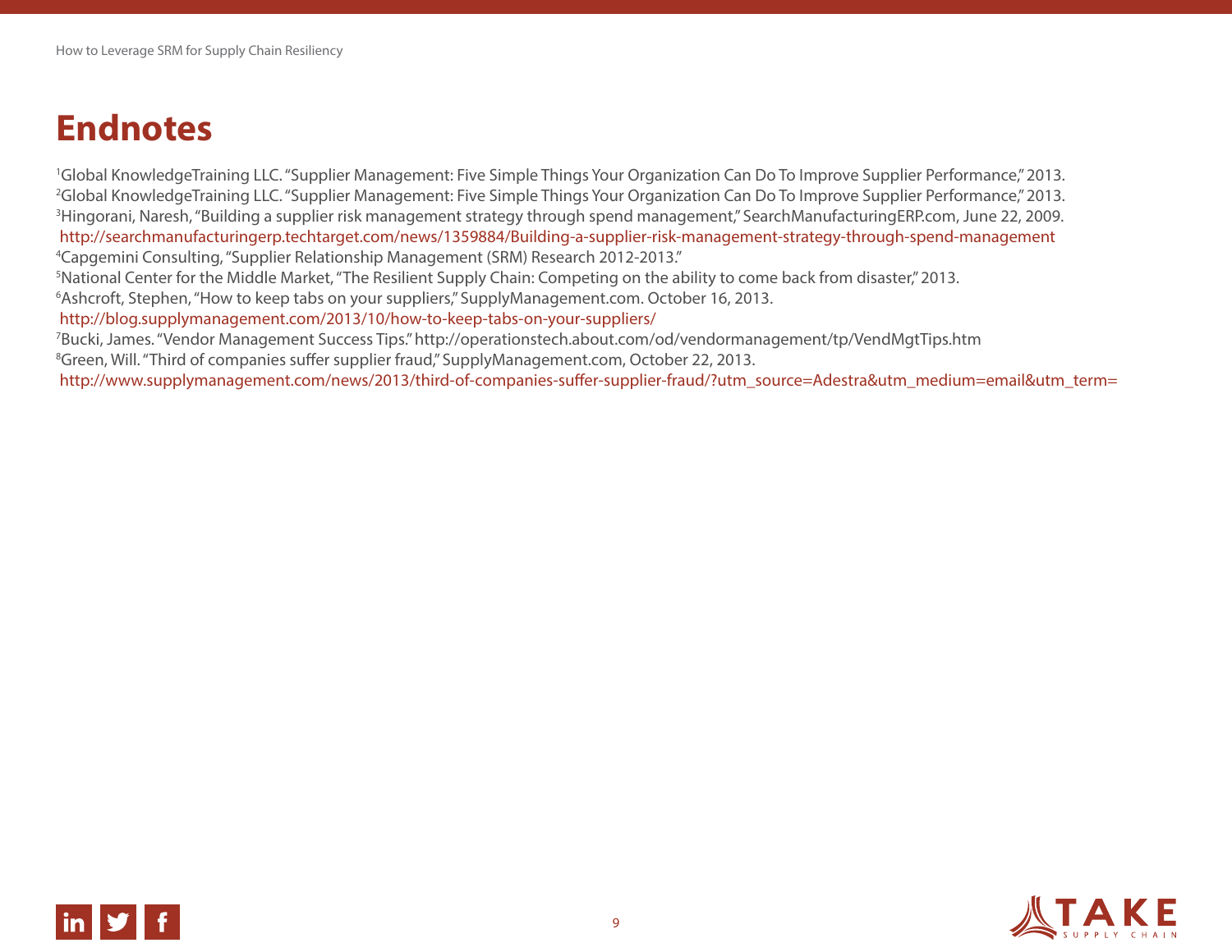# Endnotes

[1]Global KnowledgeTraining LLC. "Supplier Management: Five Simple Things Your Organization Can Do To Improve Supplier Performance," 2013.
[2]Global KnowledgeTraining LLC. "Supplier Management: Five Simple Things Your Organization Can Do To Improve Supplier Performance," 2013.
[3]Hingorani, Naresh, "Building a supplier risk management strategy through spend management," SearchManufacturingERP.com, June 22, 2009.
http://searchmanufacturingerp.techtarget.com/news/1359884/Building-a-supplier-risk-management-strategy-through-spend-management
[4]Capgemini Consulting, "Supplier Relationship Management (SRM) Research 2012-2013."
[5]National Center for the Middle Market, "The Resilient Supply Chain: Competing on the ability to come back from disaster," 2013.
[6]Ashcroft, Stephen, "How to keep tabs on your suppliers," SupplyManagement.com. October 16, 2013.
http://blog.supplymanagement.com/2013/10/how-to-keep-tabs-on-your-suppliers/
[7]Bucki, James. "Vendor Management Success Tips." http://operationstech.about.com/od/vendormanagement/tp/VendMgtTips.htm
[8]Green, Will. "Third of companies suffer supplier fraud," SupplyManagement.com, October 22, 2013.
http://www.supplymanagement.com/news/2013/third-of-companies-suffer-supplier-fraud/?utm_source=Adestra&utm_medium=email&utm_term=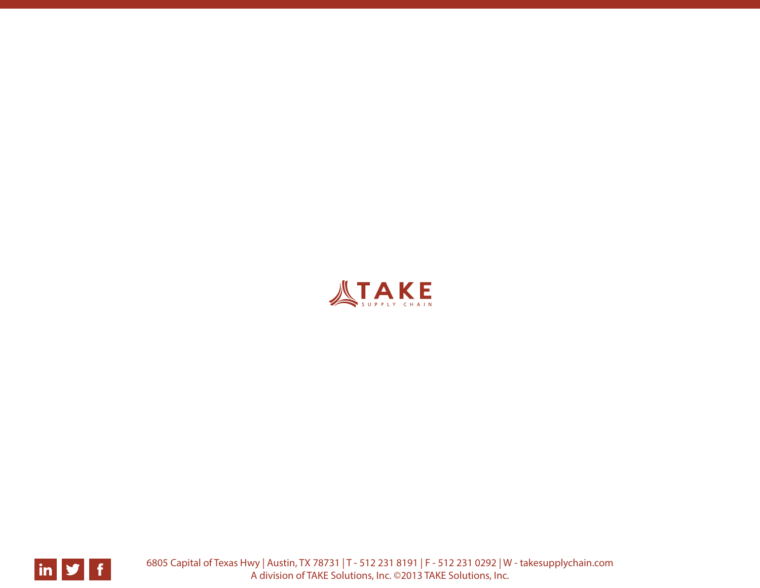TAKE

SUPPLY CHAIN

6805 Capital of Texas Hwy | Austin, TX 78731 | T - 512 231 8191 | F - 512 231 0292 | W - takesupplychain.com
A division of TAKE Solutions, Inc. ©2013 TAKE Solutions, Inc.